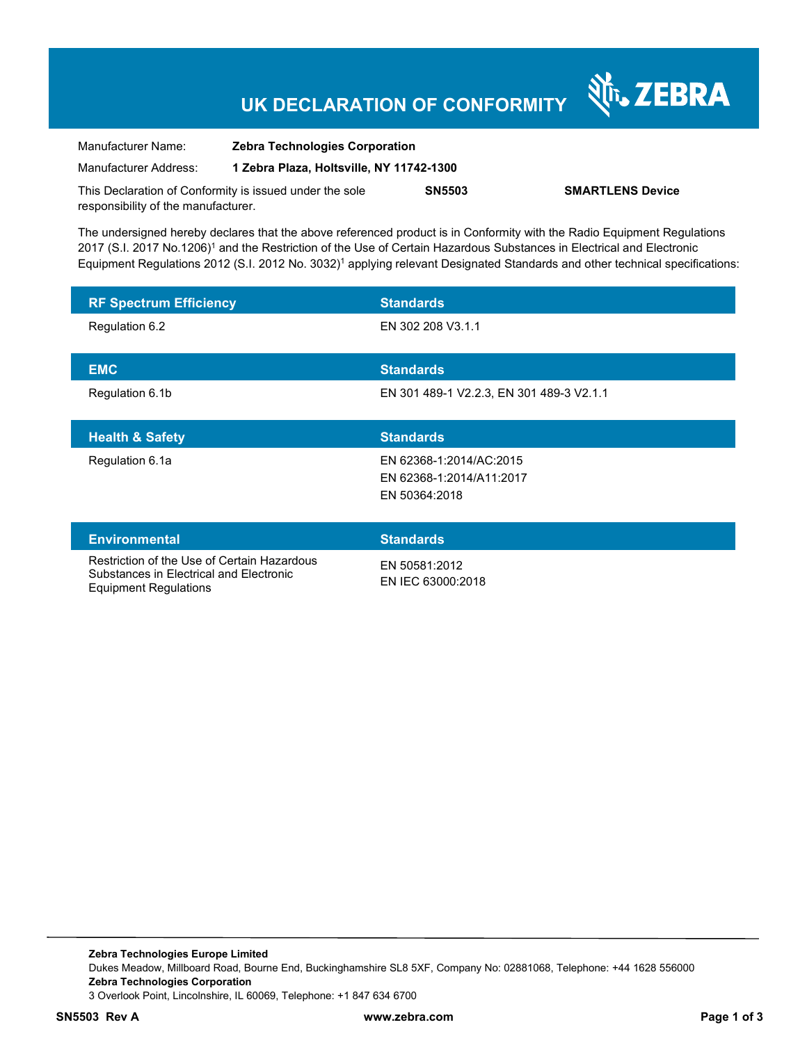# UK DECLARATION OF CONFORMITY

ZEBRA

| | |
|---|---|
| Manufacturer Name: | **Zebra Technologies Corporation** |
| Manufacturer Address: | **1 Zebra Plaza, Holtsville, NY 11742-1300** |

This Declaration of Conformity is issued under the sole responsibility of the manufacturer. **SN5503** **SMARTLENS Device**

The undersigned hereby declares that the above referenced product is in Conformity with the Radio Equipment Regulations 2017 (S.I. 2017 No.1206)[1] and the Restriction of the Use of Certain Hazardous Substances in Electrical and Electronic Equipment Regulations 2012 (S.I. 2012 No. 3032)[1] applying relevant Designated Standards and other technical specifications:

| RF Spectrum Efficiency | Standards |
|---|---|
| Regulation 6.2 | EN 302 208 V3.1.1 |

| EMC | Standards |
|---|---|
| Regulation 6.1b | EN 301 489-1 V2.2.3, EN 301 489-3 V2.1.1 |

| Health & Safety | Standards |
|---|---|
| Regulation 6.1a | EN 62368-1:2014/AC:2015<br>EN 62368-1:2014/A11:2017<br>EN 50364:2018 |

| Environmental | Standards |
|---|---|
| Restriction of the Use of Certain Hazardous Substances in Electrical and Electronic Equipment Regulations | EN 50581:2012<br>EN IEC 63000:2018 |

**Zebra Technologies Europe Limited**
Dukes Meadow, Millboard Road, Bourne End, Buckinghamshire SL8 5XF, Company No: 02881068, Telephone: +44 1628 556000
**Zebra Technologies Corporation**
3 Overlook Point, Lincolnshire, IL 60069, Telephone: +1 847 634 6700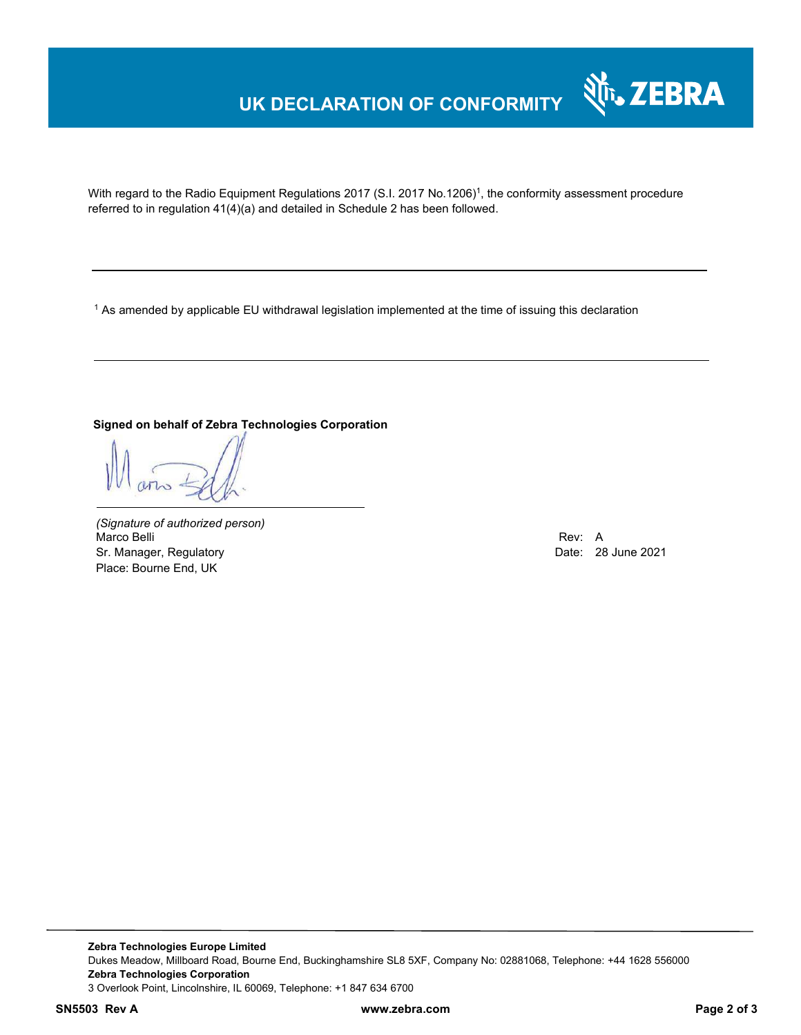# UK DECLARATION OF CONFORMITY

With regard to the Radio Equipment Regulations 2017 (S.I. 2017 No.1206)[1], the conformity assessment procedure referred to in regulation 41(4)(a) and detailed in Schedule 2 has been followed.

---

[1] As amended by applicable EU withdrawal legislation implemented at the time of issuing this declaration

---

**Signed on behalf of Zebra Technologies Corporation**

*(Signature of authorized person)*
Marco Belli
Sr. Manager, Regulatory
Place: Bourne End, UK

Rev: A
Date: 28 June 2021

**Zebra Technologies Europe Limited**
Dukes Meadow, Millboard Road, Bourne End, Buckinghamshire SL8 5XF, Company No: 02881068, Telephone: +44 1628 556000
**Zebra Technologies Corporation**
3 Overlook Point, Lincolnshire, IL 60069, Telephone: +1 847 634 6700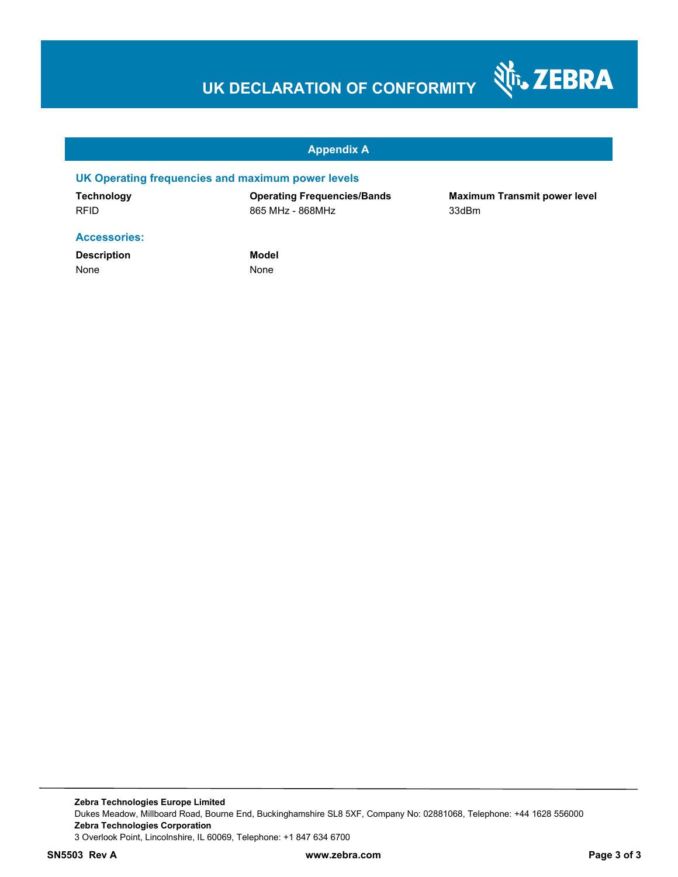# UK DECLARATION OF CONFORMITY

## Appendix A

### UK Operating frequencies and maximum power levels

| Technology | Operating Frequencies/Bands | Maximum Transmit power level |
|---|---|---|
| RFID | 865 MHz - 868MHz | 33dBm |

### Accessories:

| Description | Model |
|---|---|
| None | None |

**Zebra Technologies Europe Limited**
Dukes Meadow, Millboard Road, Bourne End, Buckinghamshire SL8 5XF, Company No: 02881068, Telephone: +44 1628 556000
**Zebra Technologies Corporation**
3 Overlook Point, Lincolnshire, IL 60069, Telephone: +1 847 634 6700

**SN5503 Rev A** **www.zebra.com**